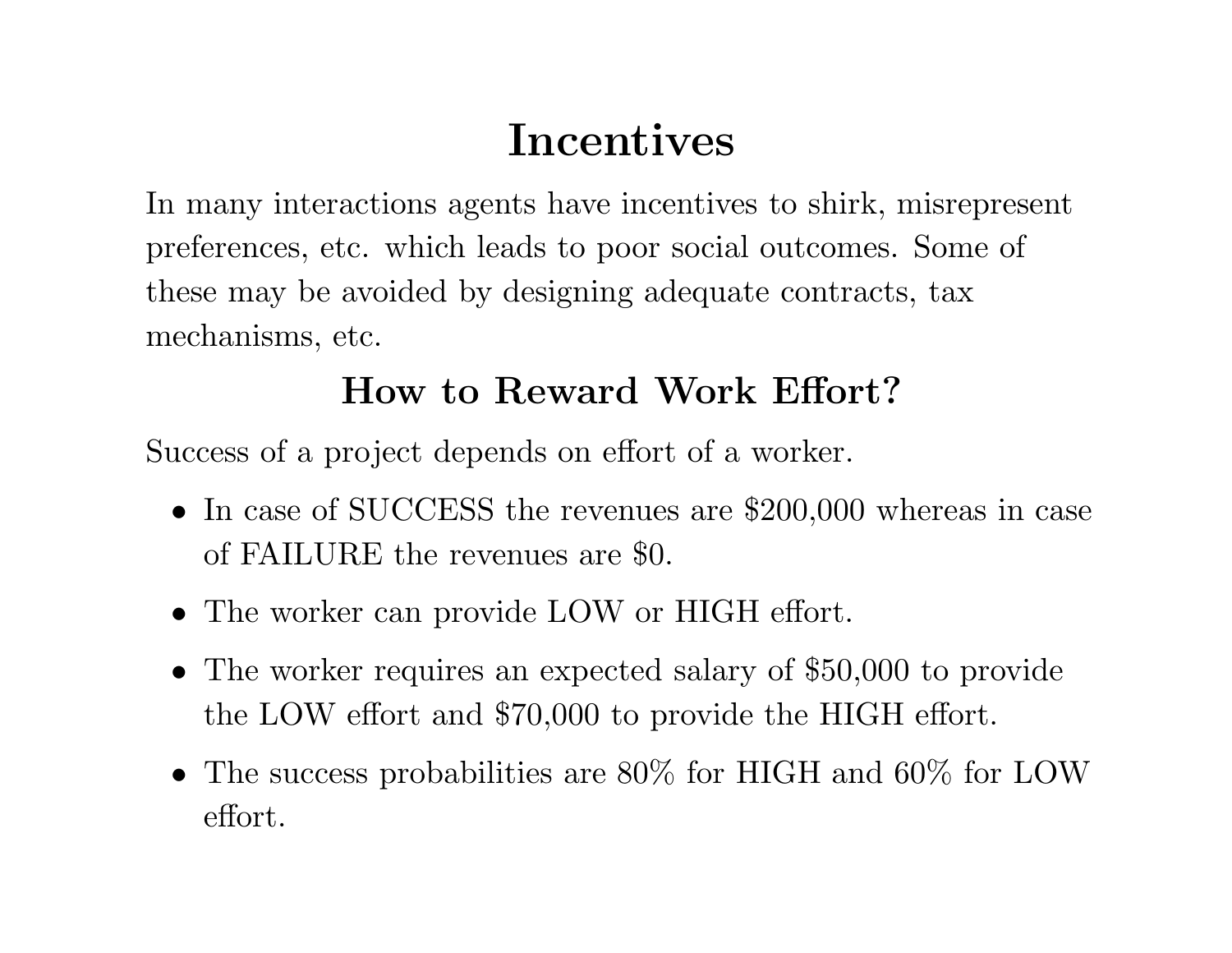# Incentives

In many interactions agents have incentives to shirk, misrepresent preferences, etc. which leads to poor social outcomes. Some of these may be avoided by designing adequate contracts, tax mechanisms, etc.

## How to Reward Work Effort?

Success of a project depends on effort of a worker.

- In case of SUCCESS the revenues are $200,000 whereas in case of FAILURE the revenues are $0.
- The worker can provide LOW or HIGH effort.
- The worker requires an expected salary of $50,000 to provide the LOW effort and $70,000 to provide the HIGH effort.
- The success probabilities are 80% for HIGH and 60% for LOW effort.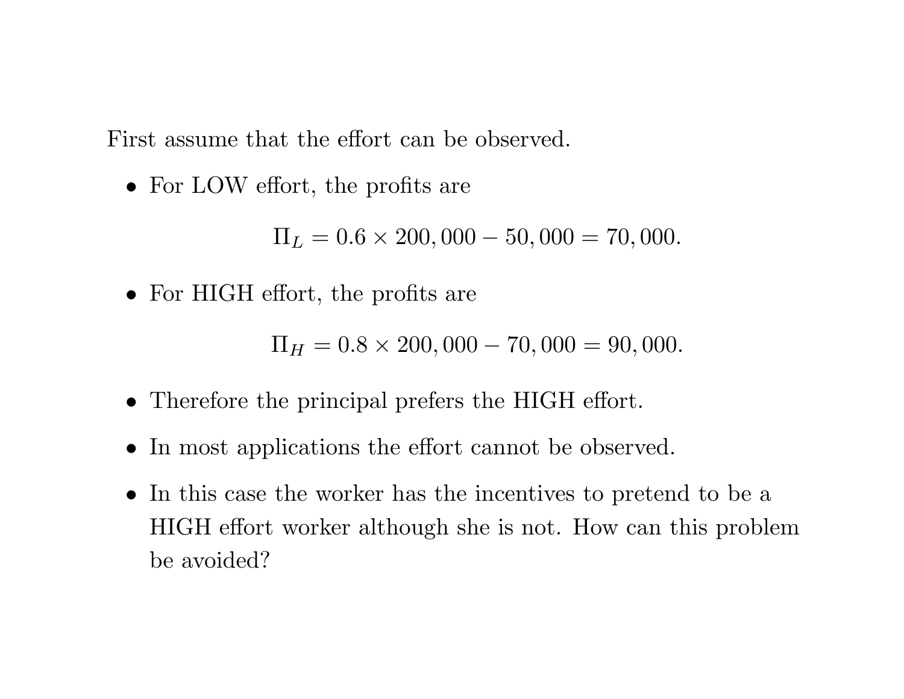First assume that the effort can be observed.

- For LOW effort, the profits are

$$\Pi_L = 0.6 \times 200,000 - 50,000 = 70,000.$$

- For HIGH effort, the profits are

$$\Pi_H = 0.8 \times 200,000 - 70,000 = 90,000.$$

- Therefore the principal prefers the HIGH effort.
- In most applications the effort cannot be observed.
- In this case the worker has the incentives to pretend to be a HIGH effort worker although she is not. How can this problem be avoided?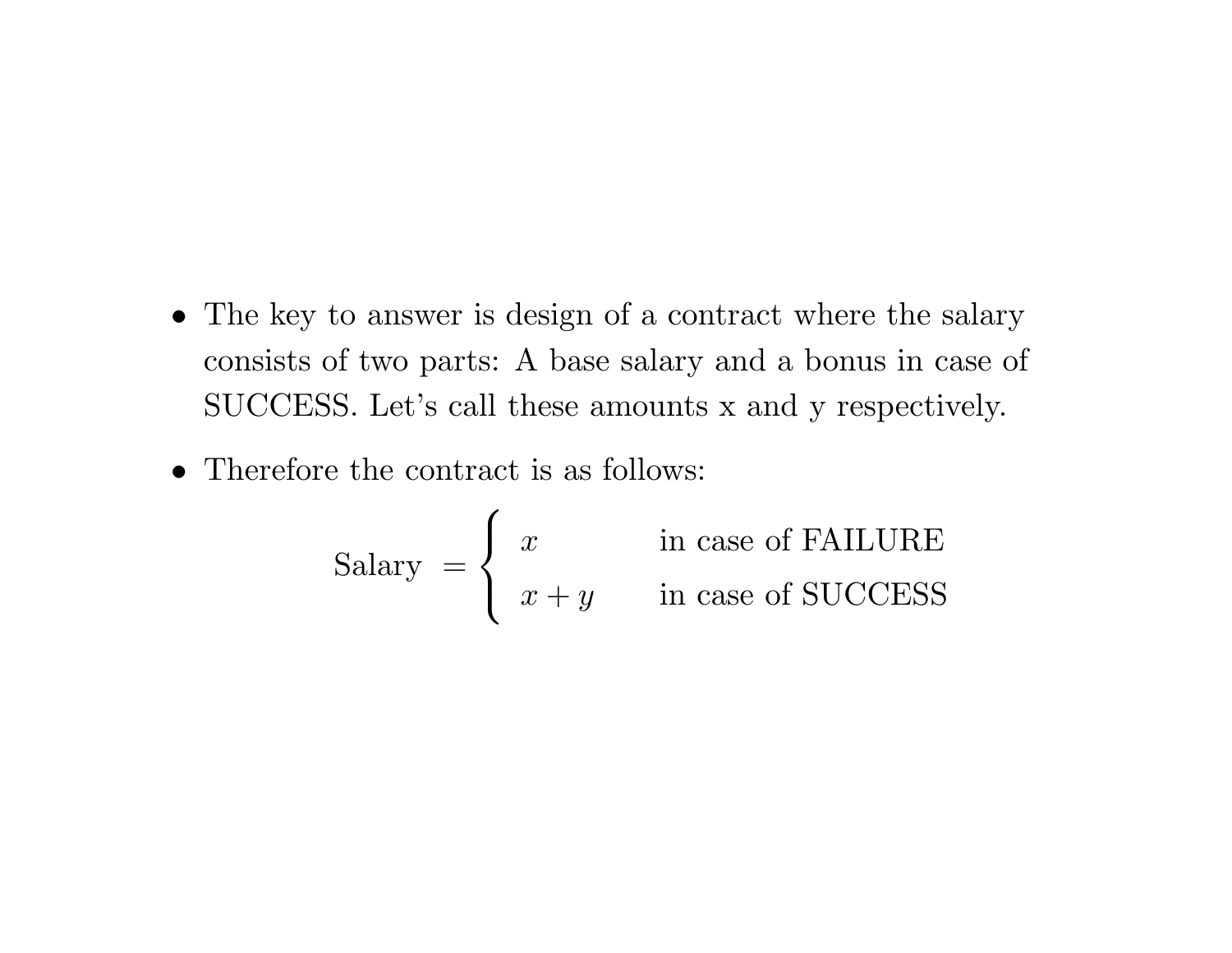- The key to answer is design of a contract where the salary consists of two parts: A base salary and a bonus in case of SUCCESS. Let's call these amounts x and y respectively.

- Therefore the contract is as follows:

$$\text{Salary } = \begin{cases} x & \text{in case of FAILURE} \\ x + y & \text{in case of SUCCESS} \end{cases}$$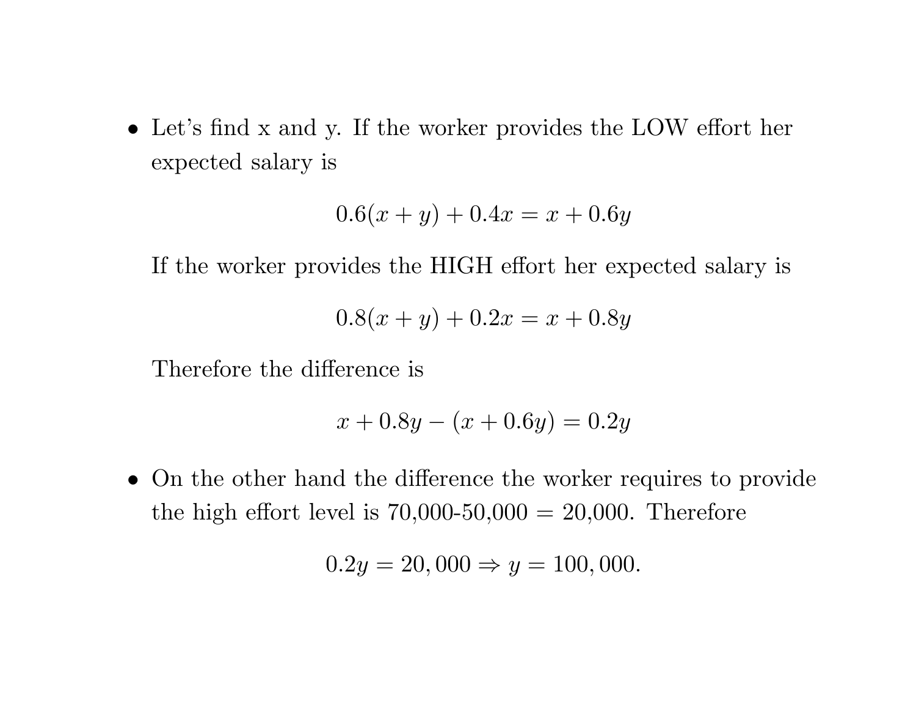- Let's find x and y. If the worker provides the LOW effort her expected salary is

$$0.6(x + y) + 0.4x = x + 0.6y$$

If the worker provides the HIGH effort her expected salary is

$$0.8(x + y) + 0.2x = x + 0.8y$$

Therefore the difference is

$$x + 0.8y - (x + 0.6y) = 0.2y$$

- On the other hand the difference the worker requires to provide the high effort level is 70,000-50,000 = 20,000. Therefore

$$0.2y = 20,000 \Rightarrow y = 100,000.$$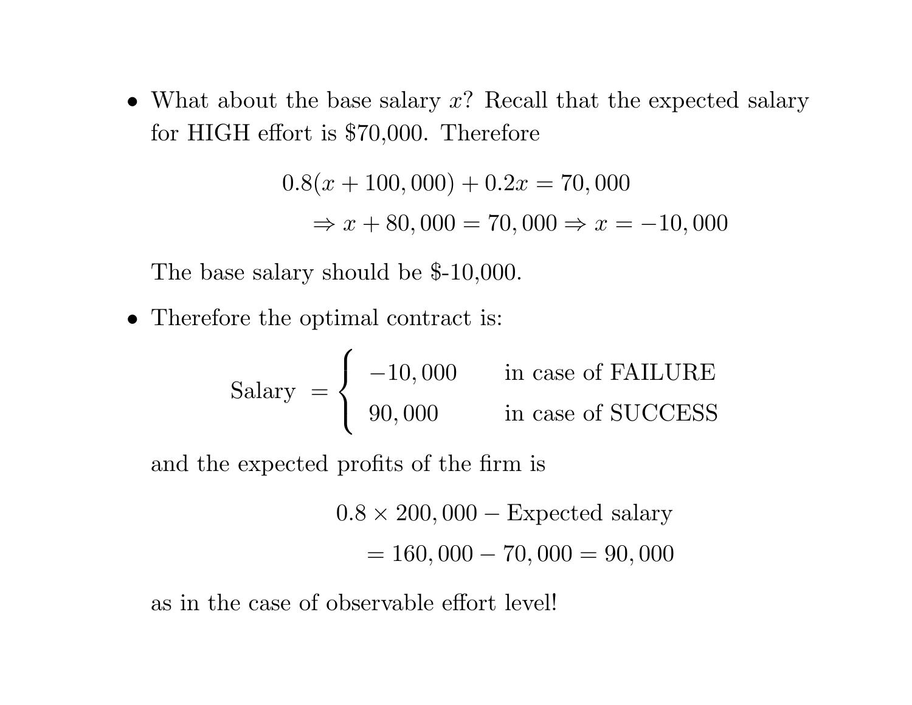- What about the base salary $x$? Recall that the expected salary for HIGH effort is \$70,000. Therefore

$$0.8(x + 100,000) + 0.2x = 70,000$$
$$\Rightarrow x + 80,000 = 70,000 \Rightarrow x = -10,000$$

The base salary should be \$-10,000.

- Therefore the optimal contract is:

$$\text{Salary} = \begin{cases} -10,000 & \text{in case of FAILURE} \\ 90,000 & \text{in case of SUCCESS} \end{cases}$$

and the expected profits of the firm is

$$0.8 \times 200,000 - \text{Expected salary}$$
$$= 160,000 - 70,000 = 90,000$$

as in the case of observable effort level!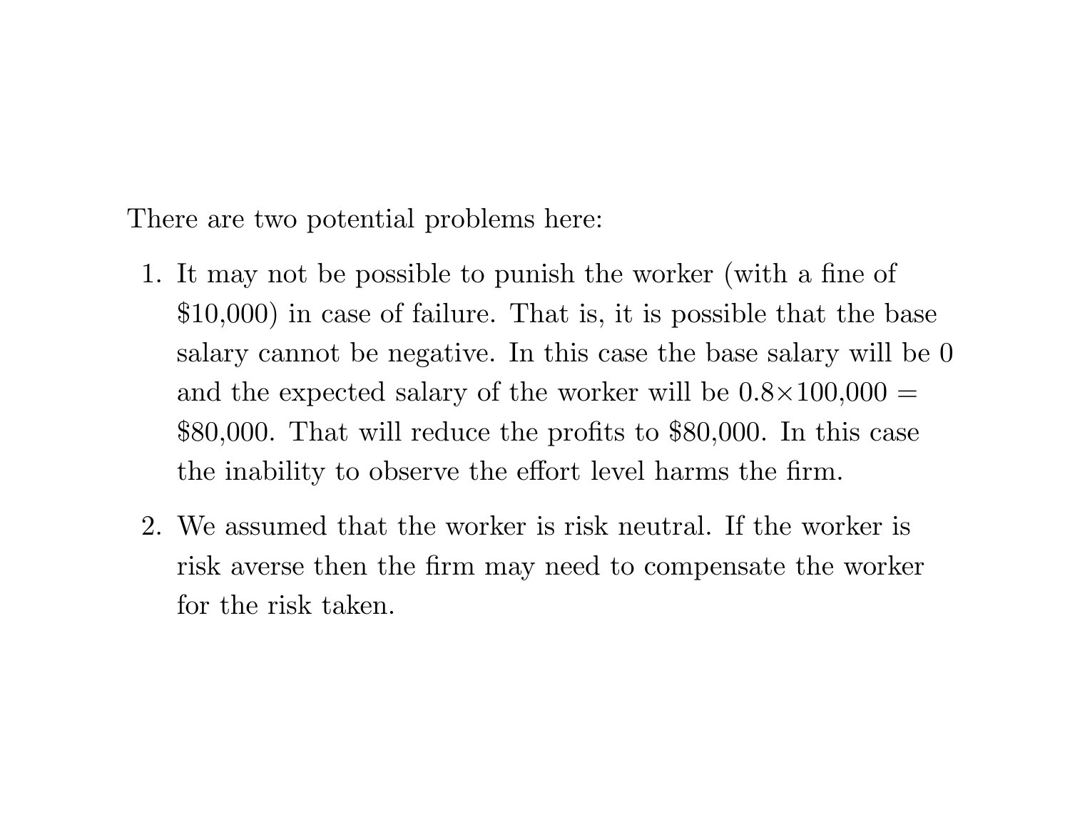There are two potential problems here:

1. It may not be possible to punish the worker (with a fine of \$10,000) in case of failure. That is, it is possible that the base salary cannot be negative. In this case the base salary will be 0 and the expected salary of the worker will be $0.8 \times 100{,}000 =$ \$80,000. That will reduce the profits to \$80,000. In this case the inability to observe the effort level harms the firm.
2. We assumed that the worker is risk neutral. If the worker is risk averse then the firm may need to compensate the worker for the risk taken.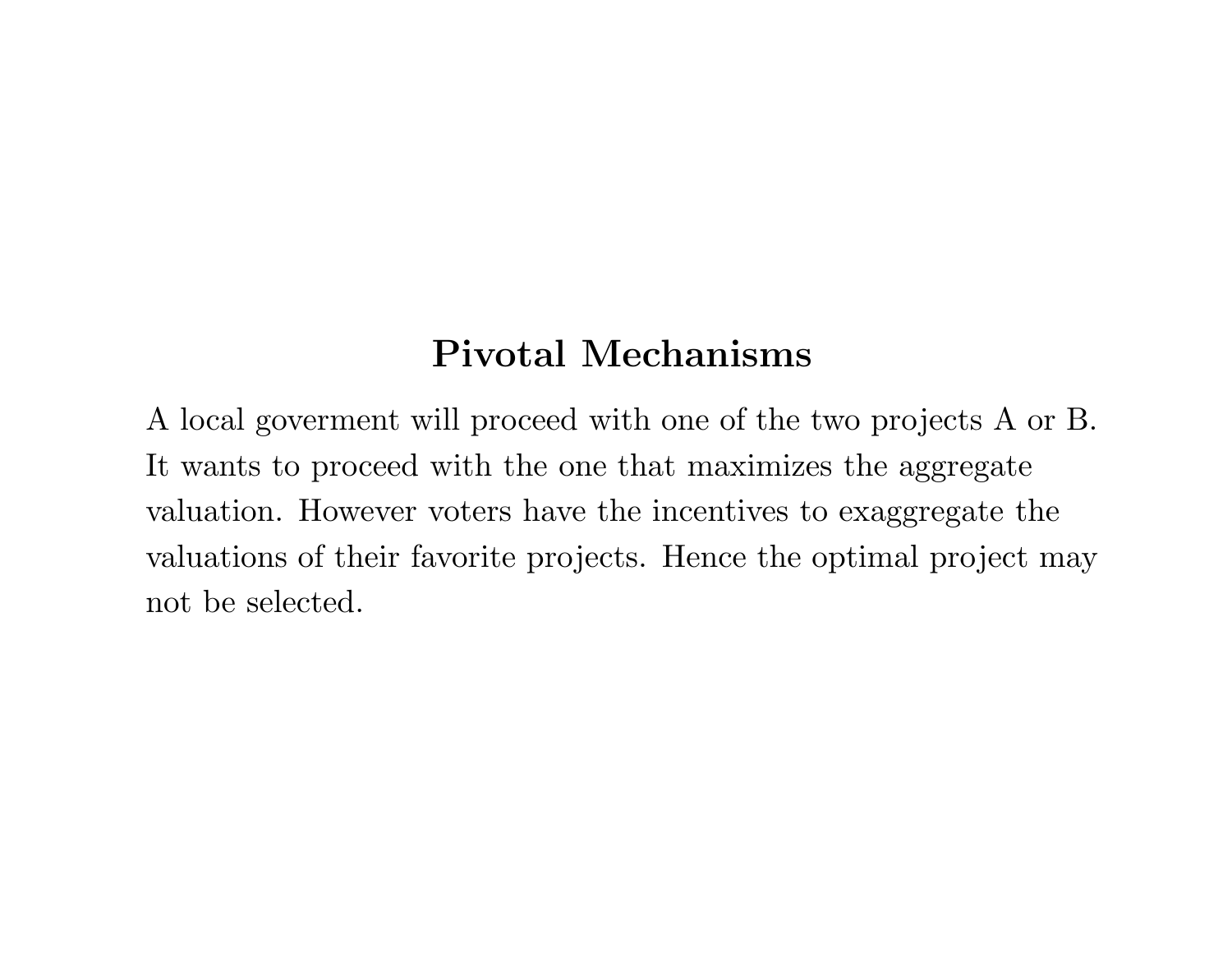## Pivotal Mechanisms

A local goverment will proceed with one of the two projects A or B. It wants to proceed with the one that maximizes the aggregate valuation. However voters have the incentives to exaggregate the valuations of their favorite projects. Hence the optimal project may not be selected.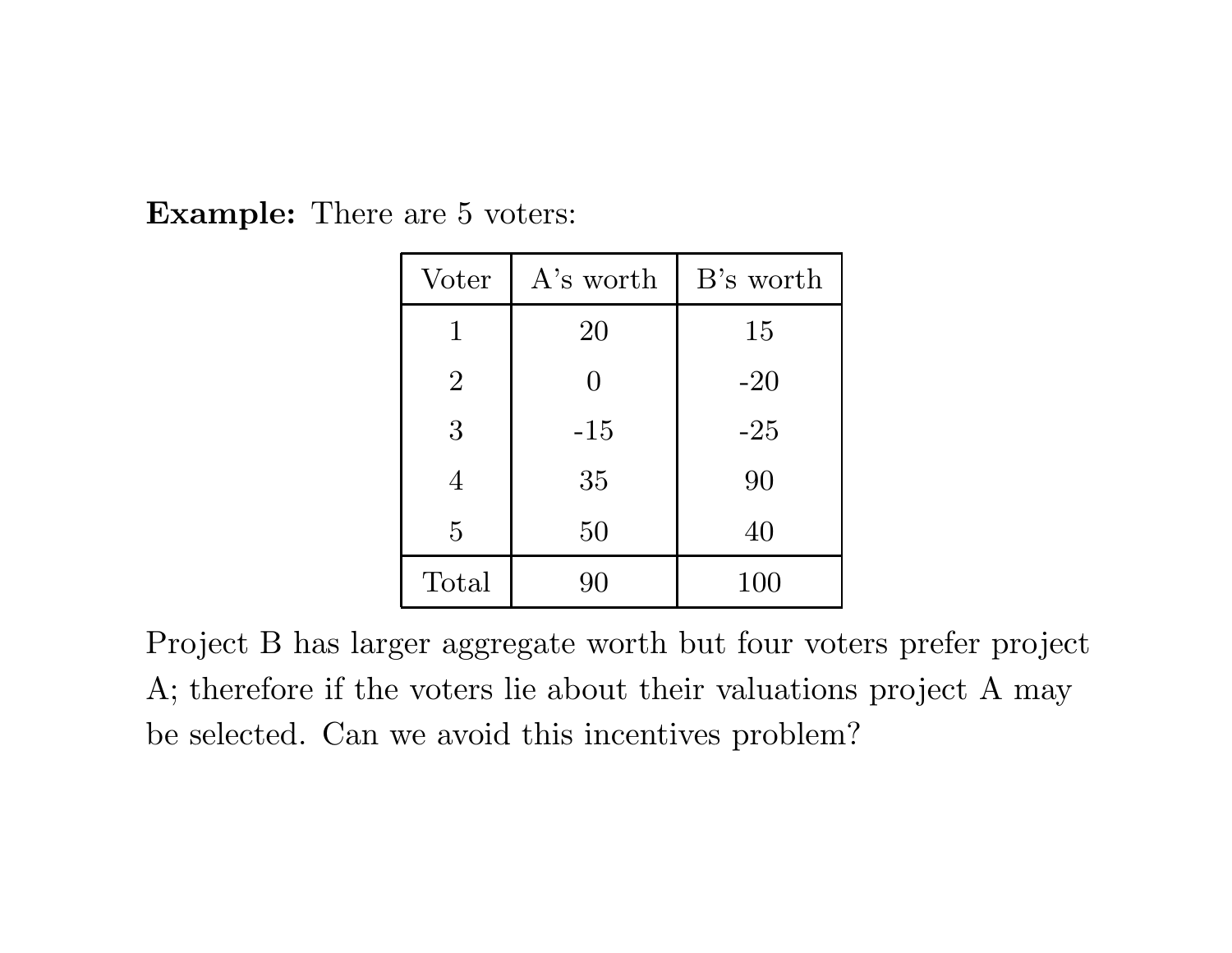**Example:** There are 5 voters:

| Voter | A's worth | B's worth |
| --- | --- | --- |
| 1 | 20 | 15 |
| 2 | 0 | -20 |
| 3 | -15 | -25 |
| 4 | 35 | 90 |
| 5 | 50 | 40 |
| Total | 90 | 100 |

Project B has larger aggregate worth but four voters prefer project A; therefore if the voters lie about their valuations project A may be selected. Can we avoid this incentives problem?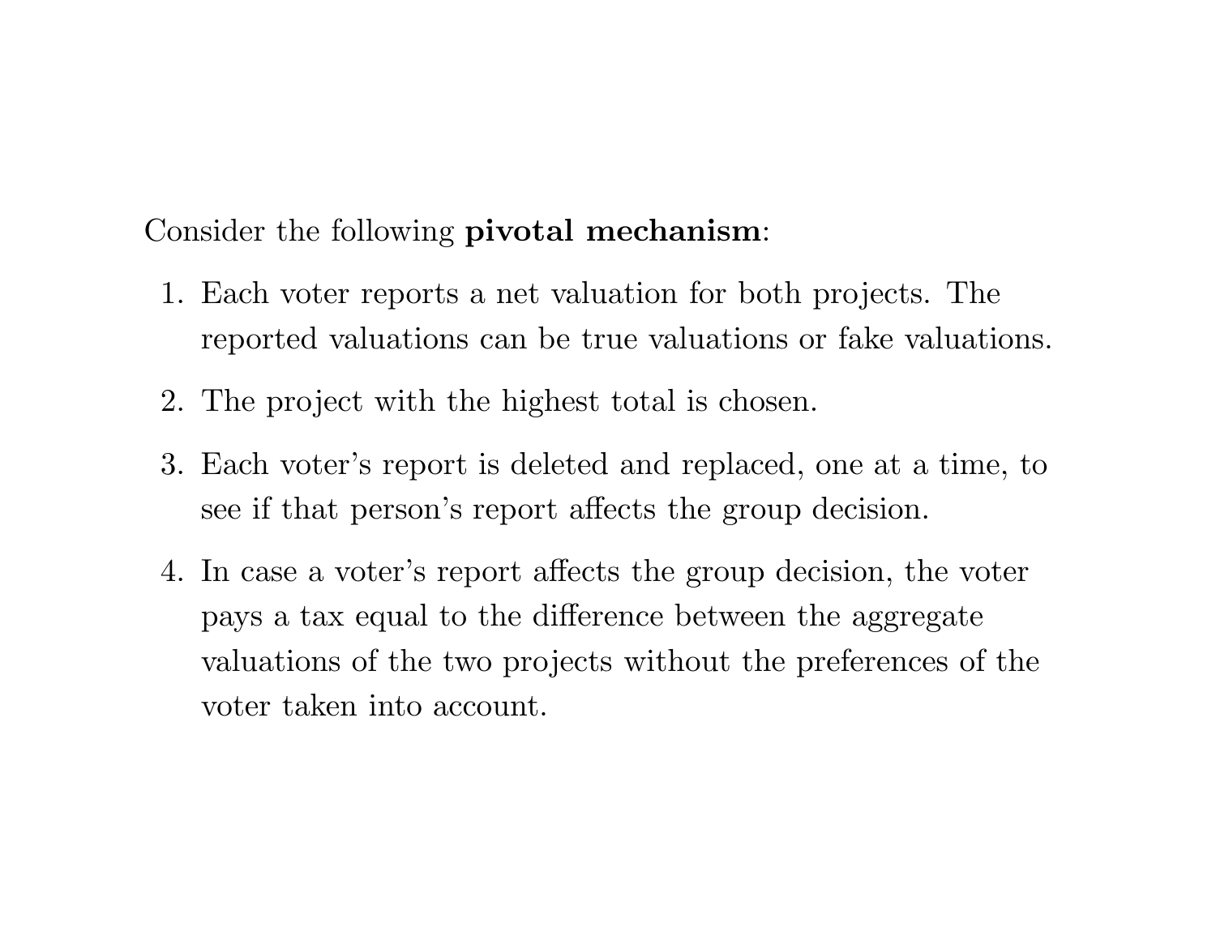Consider the following **pivotal mechanism**:

1. Each voter reports a net valuation for both projects. The reported valuations can be true valuations or fake valuations.
2. The project with the highest total is chosen.
3. Each voter's report is deleted and replaced, one at a time, to see if that person's report affects the group decision.
4. In case a voter's report affects the group decision, the voter pays a tax equal to the difference between the aggregate valuations of the two projects without the preferences of the voter taken into account.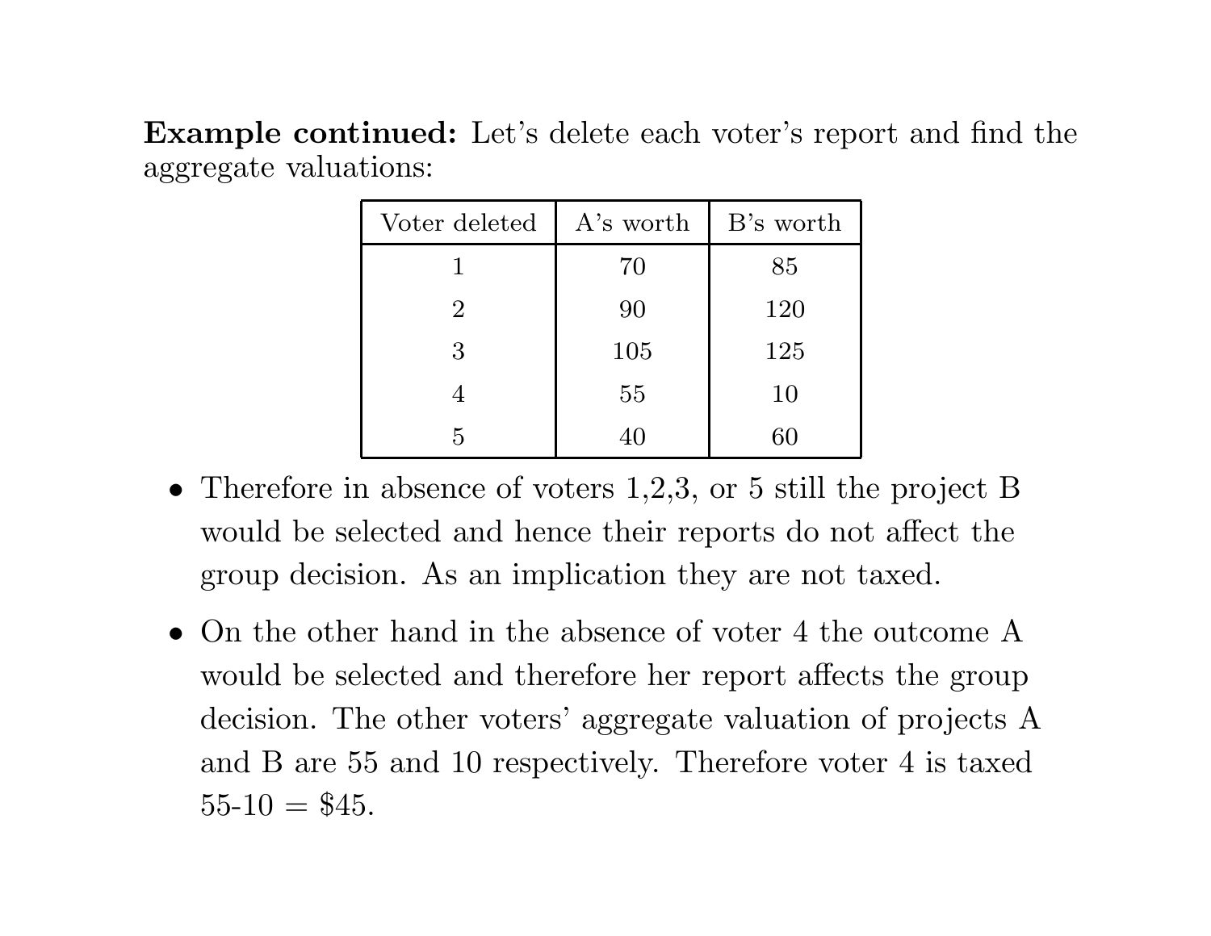**Example continued:** Let's delete each voter's report and find the aggregate valuations:

| Voter deleted | A's worth | B's worth |
|---|---|---|
| 1 | 70 | 85 |
| 2 | 90 | 120 |
| 3 | 105 | 125 |
| 4 | 55 | 10 |
| 5 | 40 | 60 |

- Therefore in absence of voters 1,2,3, or 5 still the project B would be selected and hence their reports do not affect the group decision. As an implication they are not taxed.
- On the other hand in the absence of voter 4 the outcome A would be selected and therefore her report affects the group decision. The other voters' aggregate valuation of projects A and B are 55 and 10 respectively. Therefore voter 4 is taxed 55-10 = $45.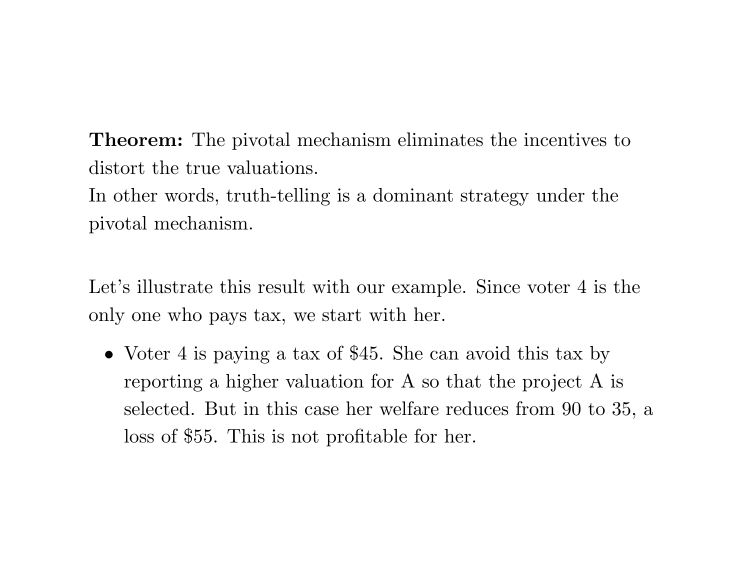**Theorem:** The pivotal mechanism eliminates the incentives to distort the true valuations.
In other words, truth-telling is a dominant strategy under the pivotal mechanism.

Let's illustrate this result with our example. Since voter 4 is the only one who pays tax, we start with her.

- Voter 4 is paying a tax of $45. She can avoid this tax by reporting a higher valuation for A so that the project A is selected. But in this case her welfare reduces from 90 to 35, a loss of $55. This is not profitable for her.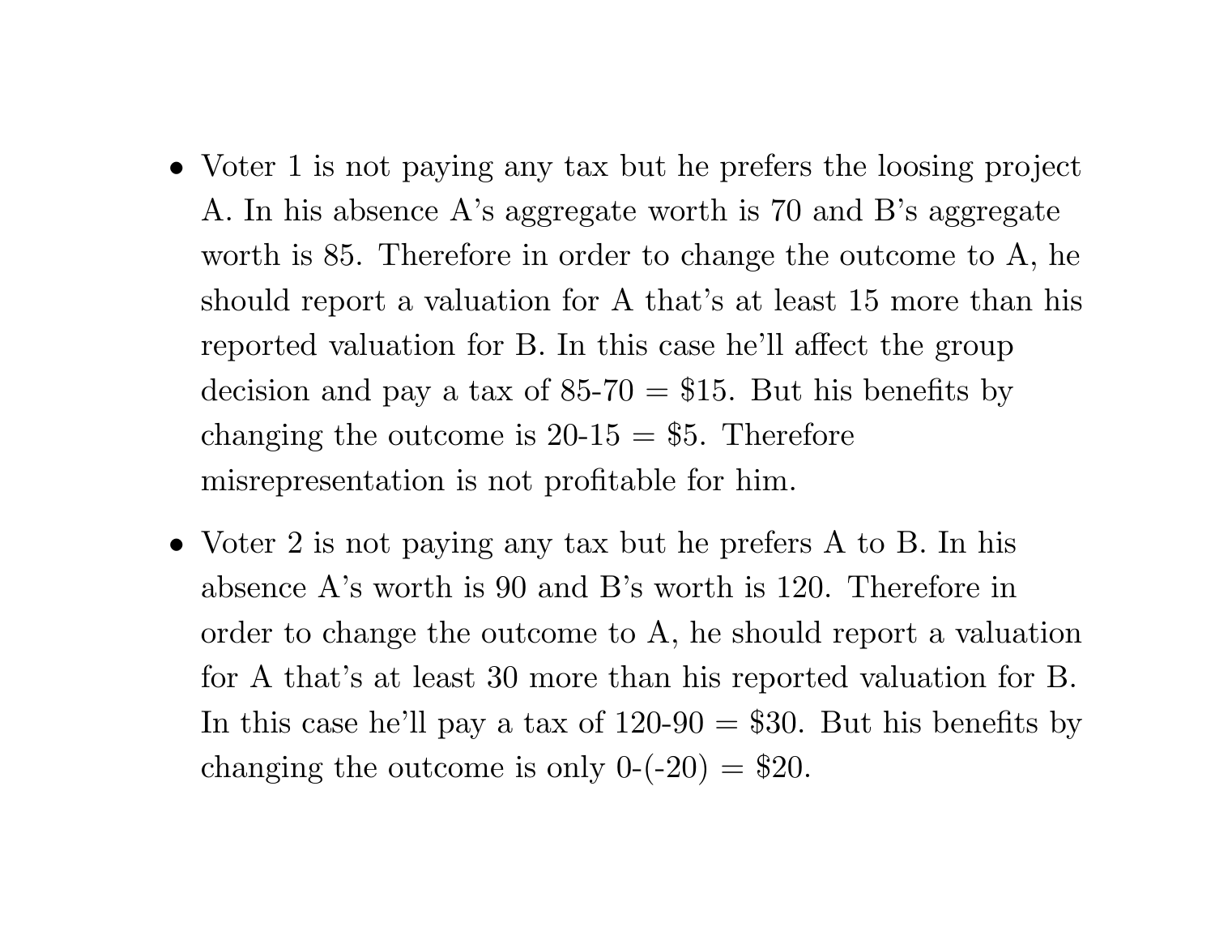- Voter 1 is not paying any tax but he prefers the loosing project A. In his absence A's aggregate worth is 70 and B's aggregate worth is 85. Therefore in order to change the outcome to A, he should report a valuation for A that's at least 15 more than his reported valuation for B. In this case he'll affect the group decision and pay a tax of 85-70 = \$15. But his benefits by changing the outcome is 20-15 = \$5. Therefore misrepresentation is not profitable for him.

- Voter 2 is not paying any tax but he prefers A to B. In his absence A's worth is 90 and B's worth is 120. Therefore in order to change the outcome to A, he should report a valuation for A that's at least 30 more than his reported valuation for B. In this case he'll pay a tax of 120-90 = \$30. But his benefits by changing the outcome is only 0-(-20) = \$20.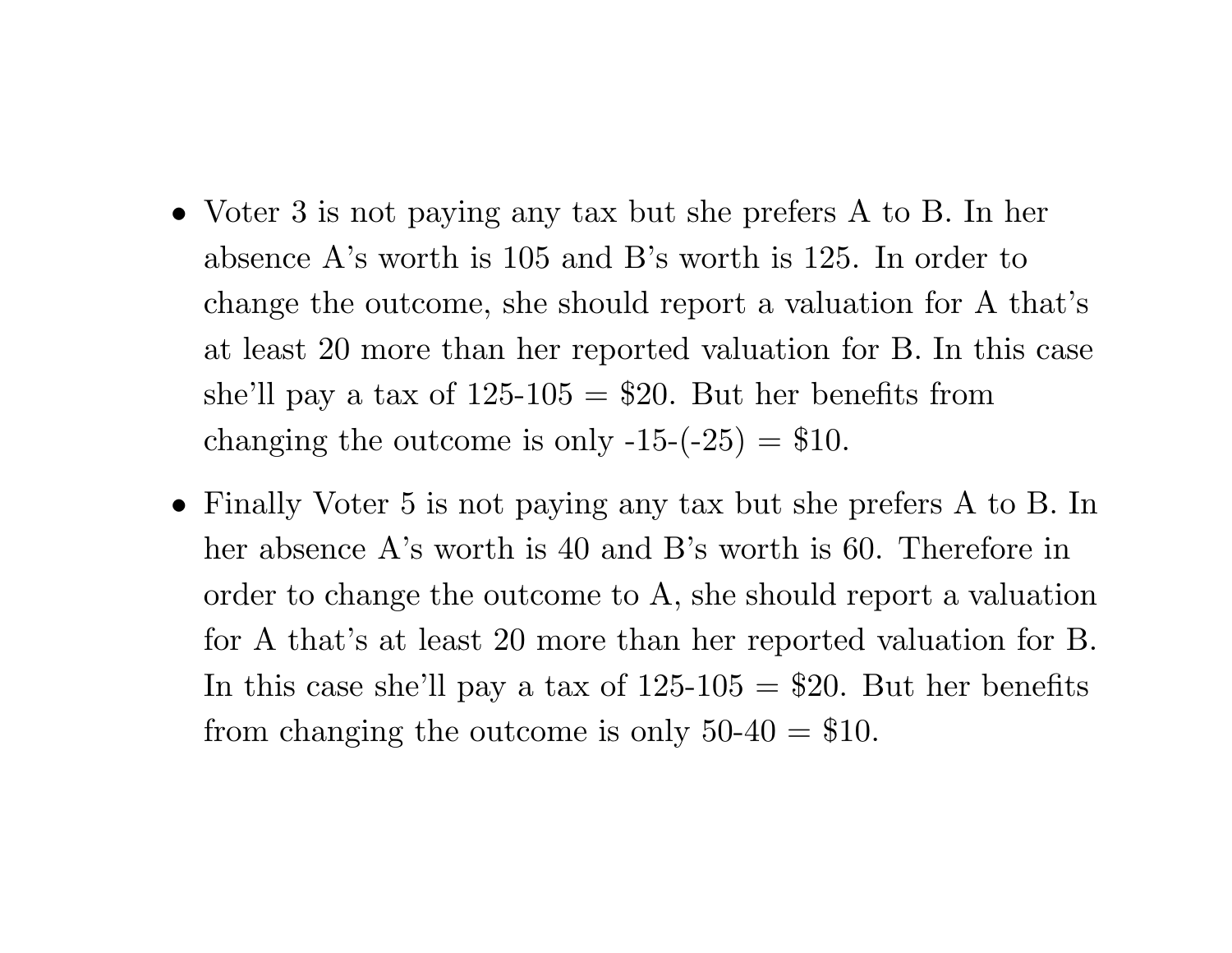- Voter 3 is not paying any tax but she prefers A to B. In her absence A's worth is 105 and B's worth is 125. In order to change the outcome, she should report a valuation for A that's at least 20 more than her reported valuation for B. In this case she'll pay a tax of 125-105 = \$20. But her benefits from changing the outcome is only -15-(-25) = \$10.

- Finally Voter 5 is not paying any tax but she prefers A to B. In her absence A's worth is 40 and B's worth is 60. Therefore in order to change the outcome to A, she should report a valuation for A that's at least 20 more than her reported valuation for B. In this case she'll pay a tax of 125-105 = \$20. But her benefits from changing the outcome is only 50-40 = \$10.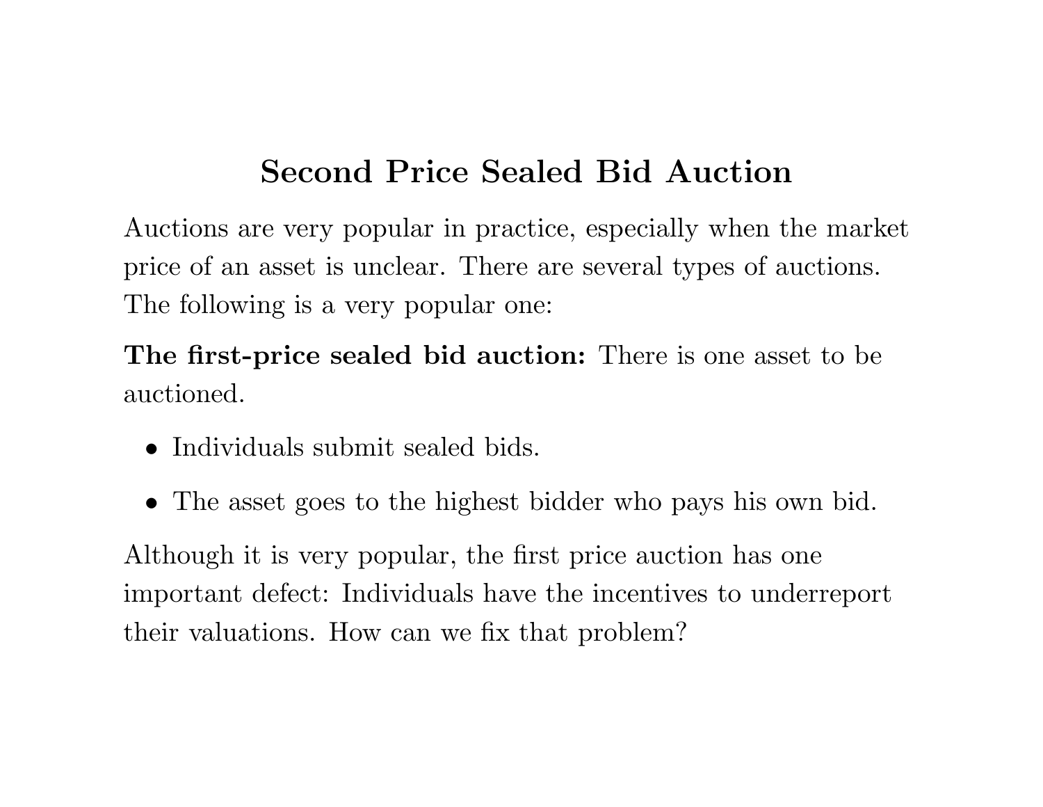# Second Price Sealed Bid Auction

Auctions are very popular in practice, especially when the market price of an asset is unclear. There are several types of auctions. The following is a very popular one:

**The first-price sealed bid auction:** There is one asset to be auctioned.

- Individuals submit sealed bids.
- The asset goes to the highest bidder who pays his own bid.

Although it is very popular, the first price auction has one important defect: Individuals have the incentives to underreport their valuations. How can we fix that problem?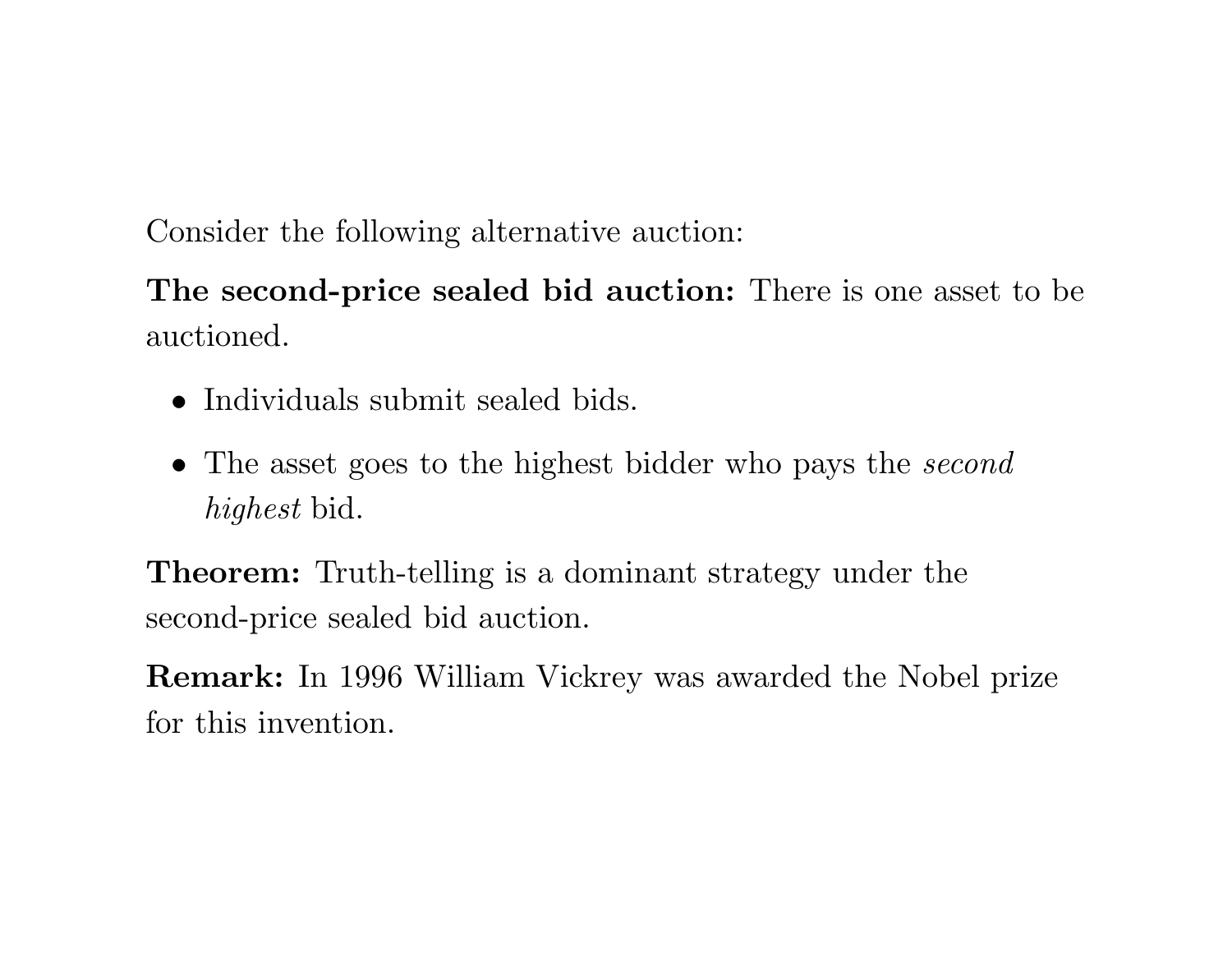Consider the following alternative auction:

**The second-price sealed bid auction:** There is one asset to be auctioned.

- Individuals submit sealed bids.
- The asset goes to the highest bidder who pays the *second highest* bid.

**Theorem:** Truth-telling is a dominant strategy under the second-price sealed bid auction.

**Remark:** In 1996 William Vickrey was awarded the Nobel prize for this invention.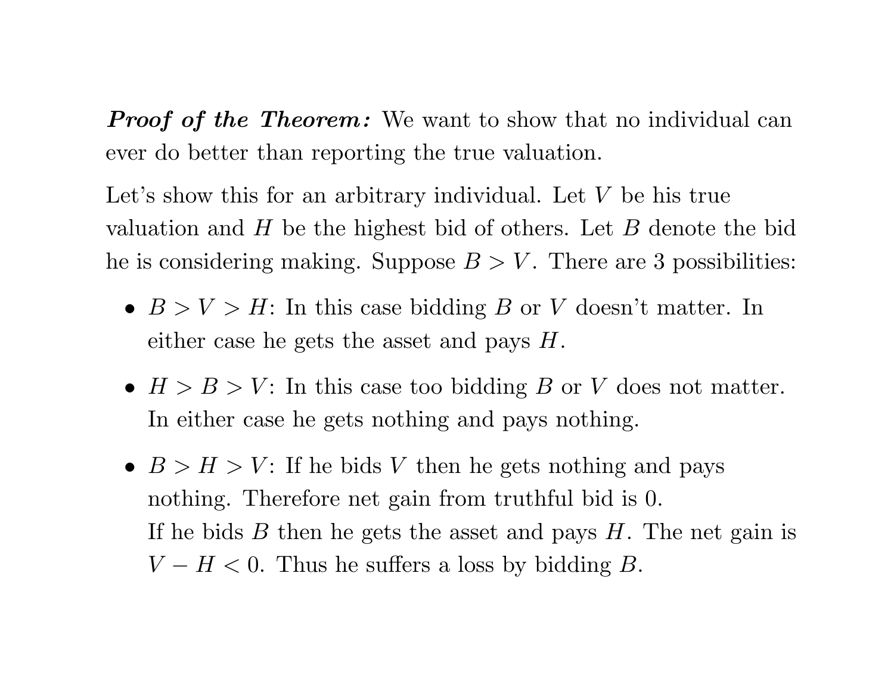***Proof of the Theorem:*** We want to show that no individual can ever do better than reporting the true valuation.

Let's show this for an arbitrary individual. Let $V$ be his true valuation and $H$ be the highest bid of others. Let $B$ denote the bid he is considering making. Suppose $B > V$. There are 3 possibilities:

- $B > V > H$: In this case bidding $B$ or $V$ doesn't matter. In either case he gets the asset and pays $H$.
- $H > B > V$: In this case too bidding $B$ or $V$ does not matter. In either case he gets nothing and pays nothing.
- $B > H > V$: If he bids $V$ then he gets nothing and pays nothing. Therefore net gain from truthful bid is 0.
  If he bids $B$ then he gets the asset and pays $H$. The net gain is $V - H < 0$. Thus he suffers a loss by bidding $B$.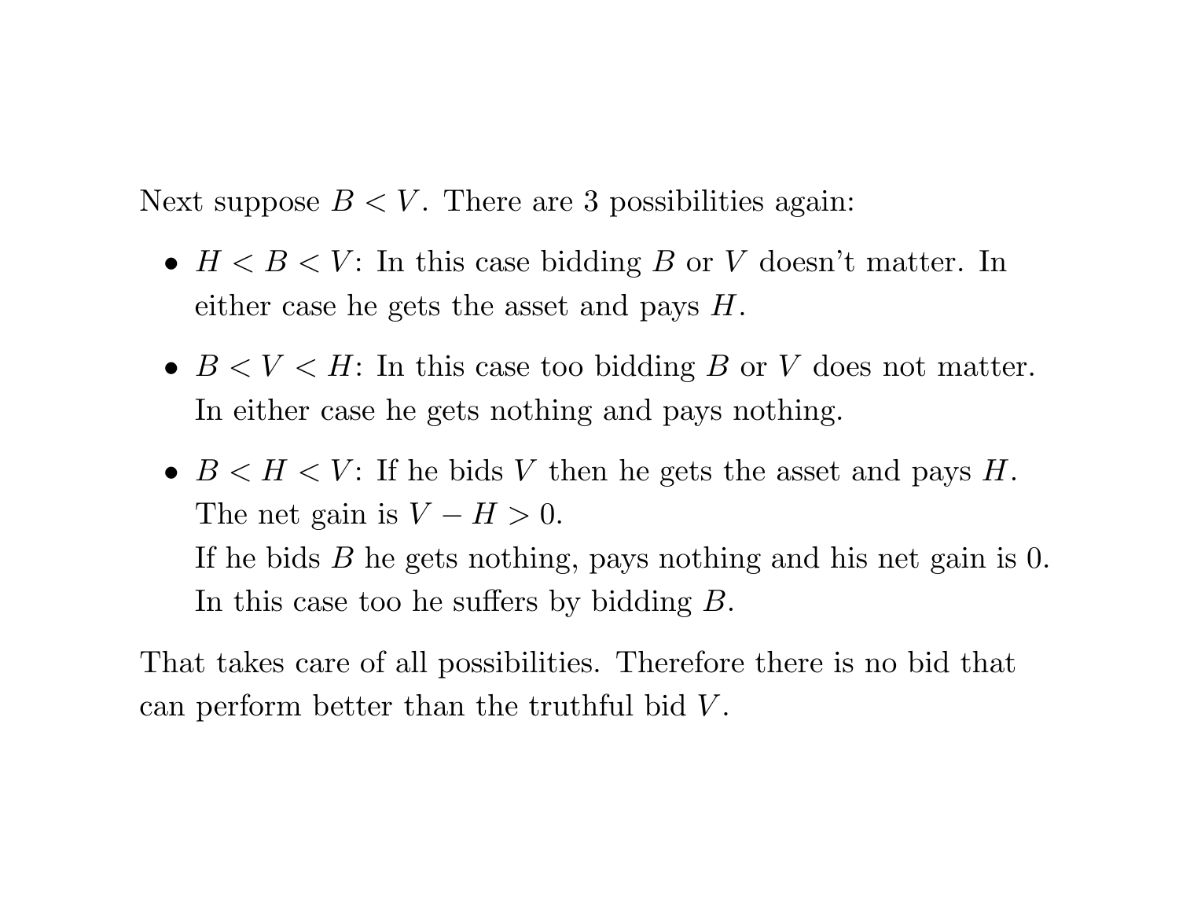Next suppose $B < V$. There are 3 possibilities again:

- $H < B < V$: In this case bidding $B$ or $V$ doesn't matter. In either case he gets the asset and pays $H$.
- $B < V < H$: In this case too bidding $B$ or $V$ does not matter. In either case he gets nothing and pays nothing.
- $B < H < V$: If he bids $V$ then he gets the asset and pays $H$. The net gain is $V - H > 0$.
  If he bids $B$ he gets nothing, pays nothing and his net gain is 0.
  In this case too he suffers by bidding $B$.

That takes care of all possibilities. Therefore there is no bid that can perform better than the truthful bid $V$.